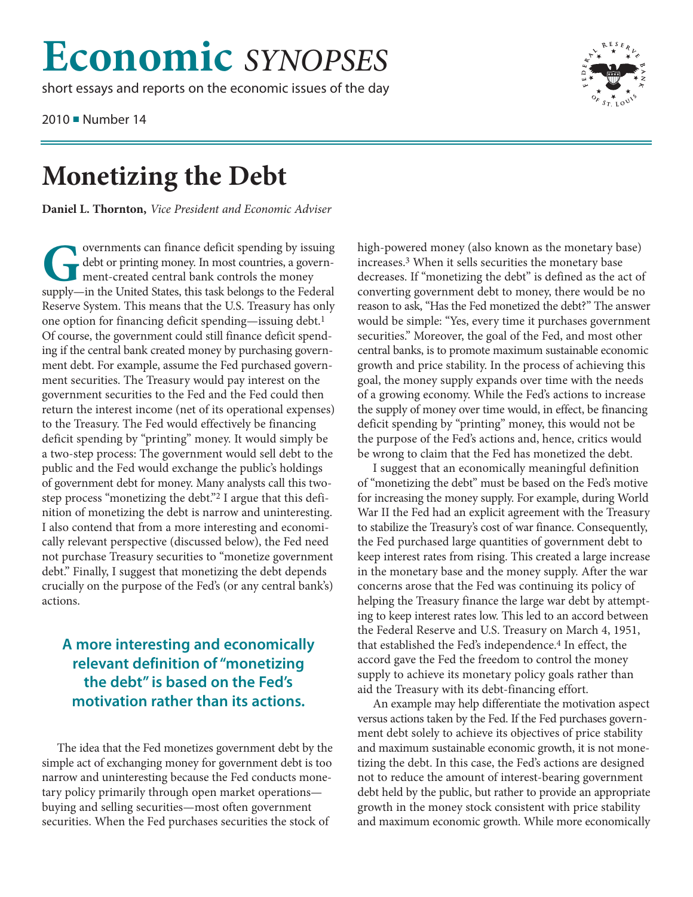# Economic *SYNOPSES*

short essays and reports on the economic issues of the day

2010 ■ Number 14

# Monetizing the Debt

**Daniel L. Thornton,** *Vice President and Economic Adviser*

Governments can finance deficit spending by issuing debt or printing money. In most countries, a government-created central bank controls the money supply—in the United States, this task belongs to the Federal Reserve System. This means that the U.S. Treasury has only one option for financing deficit spending—issuing debt.[1] Of course, the government could still finance deficit spending if the central bank created money by purchasing government debt. For example, assume the Fed purchased government securities. The Treasury would pay interest on the government securities to the Fed and the Fed could then return the interest income (net of its operational expenses) to the Treasury. The Fed would effectively be financing deficit spending by "printing" money. It would simply be a two-step process: The government would sell debt to the public and the Fed would exchange the public's holdings of government debt for money. Many analysts call this two-step process "monetizing the debt."[2] I argue that this definition of monetizing the debt is narrow and uninteresting. I also contend that from a more interesting and economically relevant perspective (discussed below), the Fed need not purchase Treasury securities to "monetize government debt." Finally, I suggest that monetizing the debt depends crucially on the purpose of the Fed's (or any central bank's) actions.

**A more interesting and economically relevant definition of "monetizing the debt" is based on the Fed's motivation rather than its actions.**

The idea that the Fed monetizes government debt by the simple act of exchanging money for government debt is too narrow and uninteresting because the Fed conducts monetary policy primarily through open market operations—buying and selling securities—most often government securities. When the Fed purchases securities the stock of high-powered money (also known as the monetary base) increases.[3] When it sells securities the monetary base decreases. If "monetizing the debt" is defined as the act of converting government debt to money, there would be no reason to ask, "Has the Fed monetized the debt?" The answer would be simple: "Yes, every time it purchases government securities." Moreover, the goal of the Fed, and most other central banks, is to promote maximum sustainable economic growth and price stability. In the process of achieving this goal, the money supply expands over time with the needs of a growing economy. While the Fed's actions to increase the supply of money over time would, in effect, be financing deficit spending by "printing" money, this would not be the purpose of the Fed's actions and, hence, critics would be wrong to claim that the Fed has monetized the debt.

I suggest that an economically meaningful definition of "monetizing the debt" must be based on the Fed's motive for increasing the money supply. For example, during World War II the Fed had an explicit agreement with the Treasury to stabilize the Treasury's cost of war finance. Consequently, the Fed purchased large quantities of government debt to keep interest rates from rising. This created a large increase in the monetary base and the money supply. After the war concerns arose that the Fed was continuing its policy of helping the Treasury finance the large war debt by attempting to keep interest rates low. This led to an accord between the Federal Reserve and U.S. Treasury on March 4, 1951, that established the Fed's independence.[4] In effect, the accord gave the Fed the freedom to control the money supply to achieve its monetary policy goals rather than aid the Treasury with its debt-financing effort.

An example may help differentiate the motivation aspect versus actions taken by the Fed. If the Fed purchases government debt solely to achieve its objectives of price stability and maximum sustainable economic growth, it is not monetizing the debt. In this case, the Fed's actions are designed not to reduce the amount of interest-bearing government debt held by the public, but rather to provide an appropriate growth in the money stock consistent with price stability and maximum economic growth. While more economically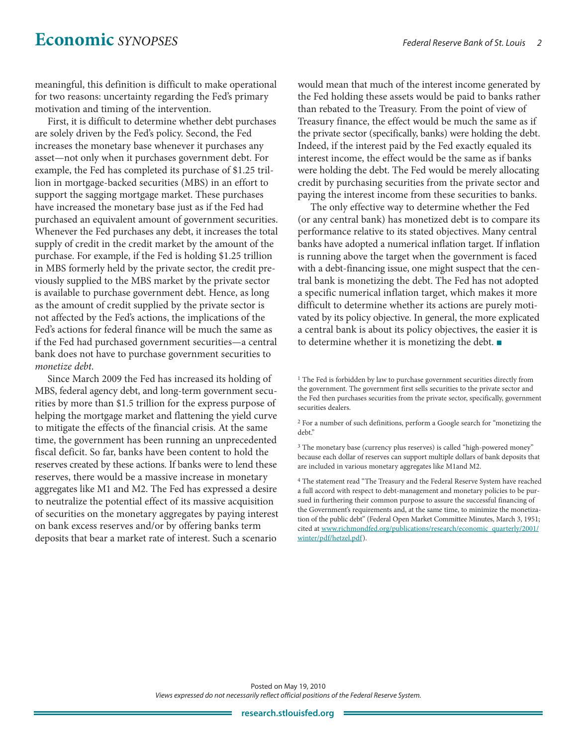meaningful, this definition is difficult to make operational for two reasons: uncertainty regarding the Fed's primary motivation and timing of the intervention.

First, it is difficult to determine whether debt purchases are solely driven by the Fed's policy. Second, the Fed increases the monetary base whenever it purchases any asset—not only when it purchases government debt. For example, the Fed has completed its purchase of $1.25 trillion in mortgage-backed securities (MBS) in an effort to support the sagging mortgage market. These purchases have increased the monetary base just as if the Fed had purchased an equivalent amount of government securities. Whenever the Fed purchases any debt, it increases the total supply of credit in the credit market by the amount of the purchase. For example, if the Fed is holding $1.25 trillion in MBS formerly held by the private sector, the credit previously supplied to the MBS market by the private sector is available to purchase government debt. Hence, as long as the amount of credit supplied by the private sector is not affected by the Fed's actions, the implications of the Fed's actions for federal finance will be much the same as if the Fed had purchased government securities—a central bank does not have to purchase government securities to *monetize debt*.

Since March 2009 the Fed has increased its holding of MBS, federal agency debt, and long-term government securities by more than $1.5 trillion for the express purpose of helping the mortgage market and flattening the yield curve to mitigate the effects of the financial crisis. At the same time, the government has been running an unprecedented fiscal deficit. So far, banks have been content to hold the reserves created by these actions. If banks were to lend these reserves, there would be a massive increase in monetary aggregates like M1 and M2. The Fed has expressed a desire to neutralize the potential effect of its massive acquisition of securities on the monetary aggregates by paying interest on bank excess reserves and/or by offering banks term deposits that bear a market rate of interest. Such a scenario would mean that much of the interest income generated by the Fed holding these assets would be paid to banks rather than rebated to the Treasury. From the point of view of Treasury finance, the effect would be much the same as if the private sector (specifically, banks) were holding the debt. Indeed, if the interest paid by the Fed exactly equaled its interest income, the effect would be the same as if banks were holding the debt. The Fed would be merely allocating credit by purchasing securities from the private sector and paying the interest income from these securities to banks.

The only effective way to determine whether the Fed (or any central bank) has monetized debt is to compare its performance relative to its stated objectives. Many central banks have adopted a numerical inflation target. If inflation is running above the target when the government is faced with a debt-financing issue, one might suspect that the central bank is monetizing the debt. The Fed has not adopted a specific numerical inflation target, which makes it more difficult to determine whether its actions are purely motivated by its policy objective. In general, the more explicated a central bank is about its policy objectives, the easier it is to determine whether it is monetizing the debt. ■

[1] The Fed is forbidden by law to purchase government securities directly from the government. The government first sells securities to the private sector and the Fed then purchases securities from the private sector, specifically, government securities dealers.

[2] For a number of such definitions, perform a Google search for "monetizing the debt."

[3] The monetary base (currency plus reserves) is called "high-powered money" because each dollar of reserves can support multiple dollars of bank deposits that are included in various monetary aggregates like M1and M2.

[4] The statement read "The Treasury and the Federal Reserve System have reached a full accord with respect to debt-management and monetary policies to be pursued in furthering their common purpose to assure the successful financing of the Government's requirements and, at the same time, to minimize the monetization of the public debt" (Federal Open Market Committee Minutes, March 3, 1951; cited at www.richmondfed.org/publications/research/economic_quarterly/2001/winter/pdf/hetzel.pdf).

Posted on May 19, 2010

*Views expressed do not necessarily reflect official positions of the Federal Reserve System.*